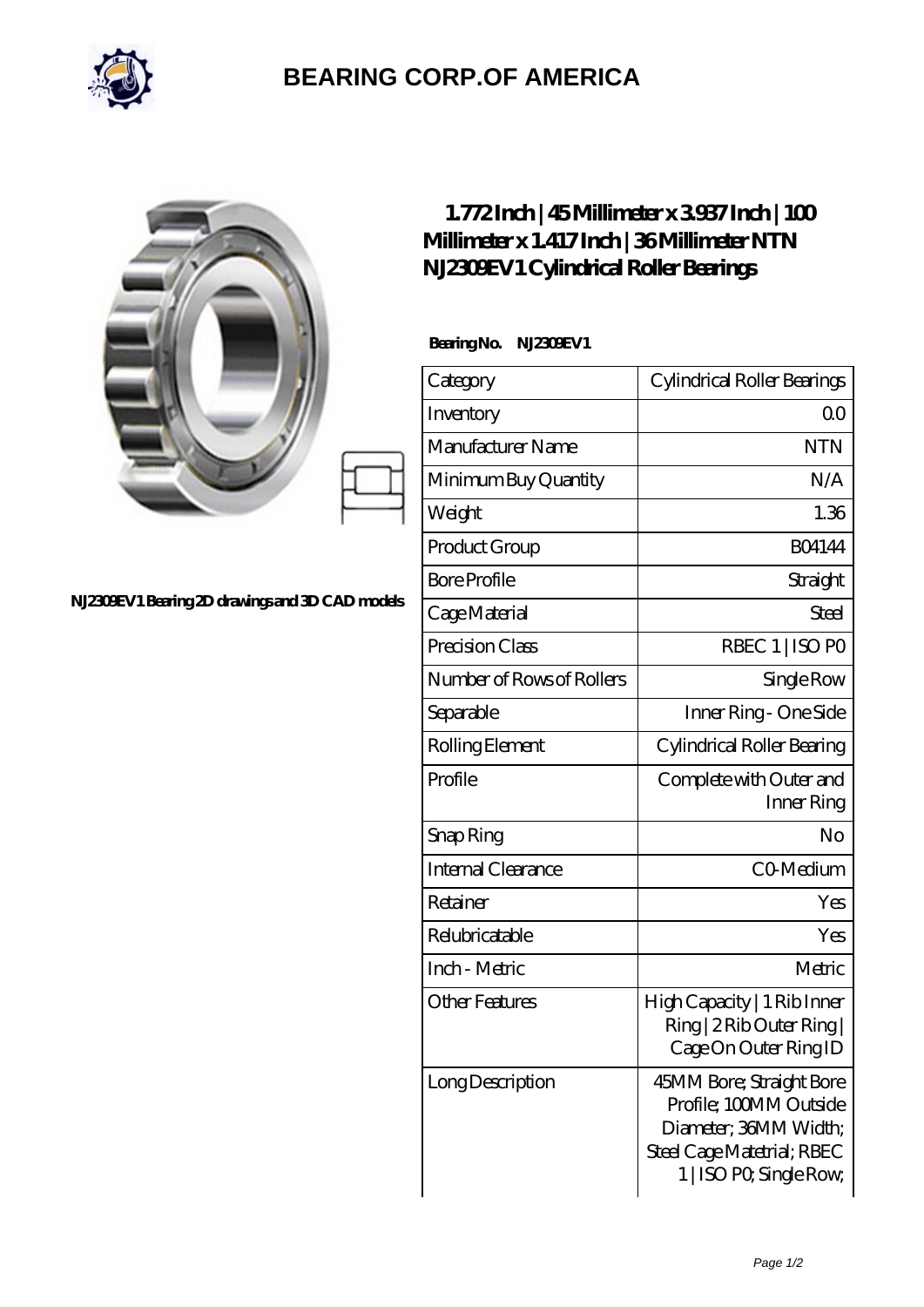# BEARING CORP.OF AMERICA

NJ2309EV1 Bearing 2D drawings and 3D CAD models

## 1.772 Inch | 45 Millimeter x 3.937 Inch | 100 Millimeter x 1.417 Inch | 36 Millimeter NTN NJ2309EV1 Cylindrical Roller Bearings

**Bearing No.** NJ2309EV1

| Category | Cylindrical Roller Bearings |
|---|---|
| Inventory | 0.0 |
| Manufacturer Name | NTN |
| Minimum Buy Quantity | N/A |
| Weight | 1.36 |
| Product Group | B04144 |
| Bore Profile | Straight |
| Cage Material | Steel |
| Precision Class | RBEC 1 \| ISO P0 |
| Number of Rows of Rollers | Single Row |
| Separable | Inner Ring - One Side |
| Rolling Element | Cylindrical Roller Bearing |
| Profile | Complete with Outer and Inner Ring |
| Snap Ring | No |
| Internal Clearance | C0-Medium |
| Retainer | Yes |
| Relubricatable | Yes |
| Inch - Metric | Metric |
| Other Features | High Capacity \| 1 Rib Inner Ring \| 2 Rib Outer Ring \| Cage On Outer Ring ID |
| Long Description | 45MM Bore; Straight Bore Profile; 100MM Outside Diameter; 36MM Width; Steel Cage Matetrial; RBEC 1 \| ISO P0; Single Row; |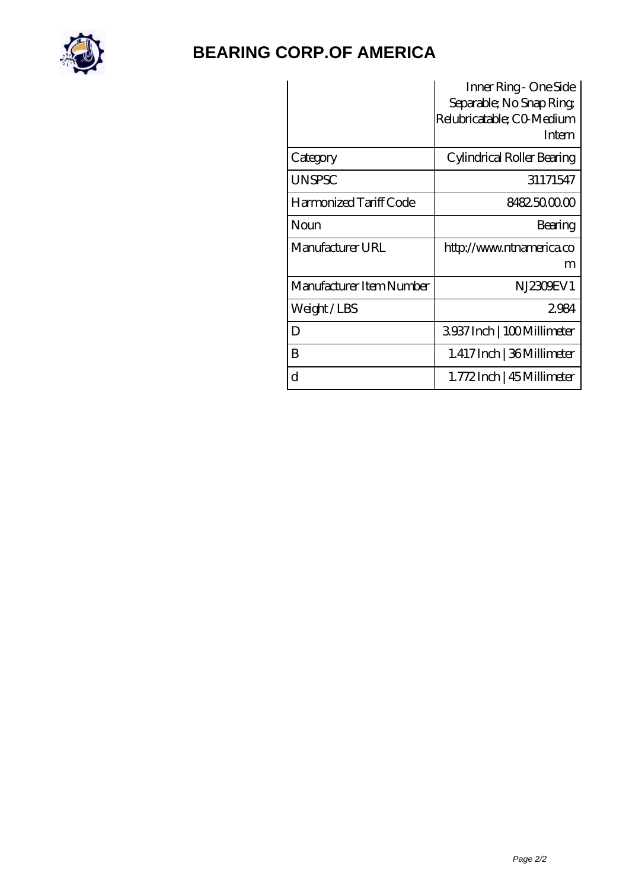# BEARING CORP.OF AMERICA

| | |
|---|---|
| | Inner Ring - One Side Separable; No Snap Ring; Relubricatable; C0-Medium Intern |
| Category | Cylindrical Roller Bearing |
| UNSPSC | 31171547 |
| Harmonized Tariff Code | 8482.50.00.00 |
| Noun | Bearing |
| Manufacturer URL | http://www.ntnamerica.com |
| Manufacturer Item Number | NJ2309EV1 |
| Weight / LBS | 2.984 |
| D | 3.937 Inch \| 100 Millimeter |
| B | 1.417 Inch \| 36 Millimeter |
| d | 1.772 Inch \| 45 Millimeter |